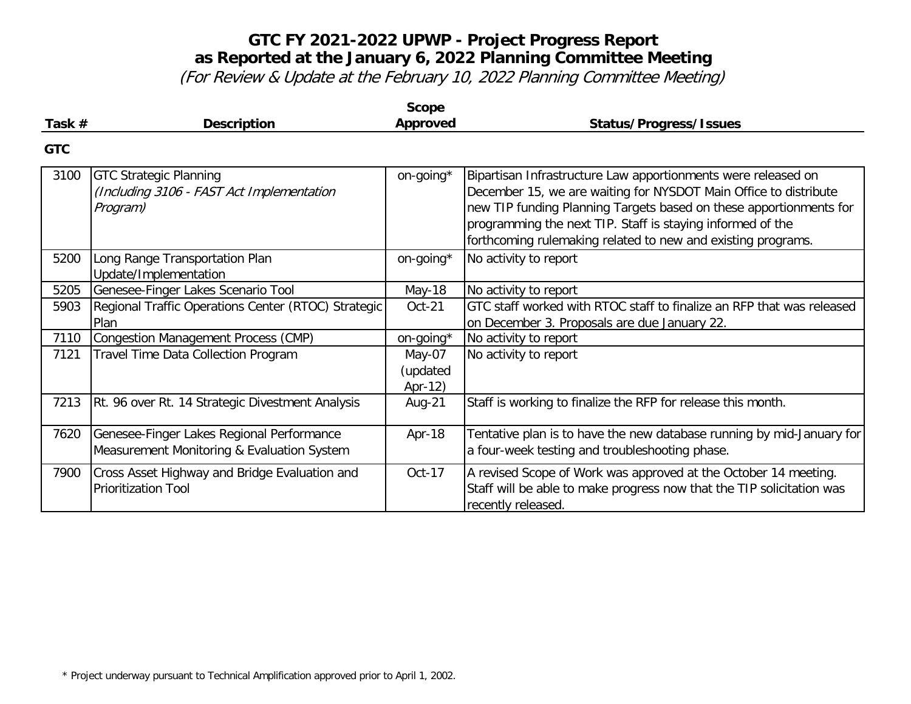# GTC FY 2021-2022 UPWP - Project Progress Report
## as Reported at the January 6, 2022 Planning Committee Meeting
*(For Review & Update at the February 10, 2022 Planning Committee Meeting)*

**GTC**

| Task # | Description | Scope Approved | Status/Progress/Issues |
|---|---|---|---|
| 3100 | GTC Strategic Planning *(Including 3106 - FAST Act Implementation Program)* | on-going* | Bipartisan Infrastructure Law apportionments were released on December 15, we are waiting for NYSDOT Main Office to distribute new TIP funding Planning Targets based on these apportionments for programming the next TIP. Staff is staying informed of the forthcoming rulemaking related to new and existing programs. |
| 5200 | Long Range Transportation Plan Update/Implementation | on-going* | No activity to report |
| 5205 | Genesee-Finger Lakes Scenario Tool | May-18 | No activity to report |
| 5903 | Regional Traffic Operations Center (RTOC) Strategic Plan | Oct-21 | GTC staff worked with RTOC staff to finalize an RFP that was released on December 3. Proposals are due January 22. |
| 7110 | Congestion Management Process (CMP) | on-going* | No activity to report |
| 7121 | Travel Time Data Collection Program | May-07 (updated Apr-12) | No activity to report |
| 7213 | Rt. 96 over Rt. 14 Strategic Divestment Analysis | Aug-21 | Staff is working to finalize the RFP for release this month. |
| 7620 | Genesee-Finger Lakes Regional Performance Measurement Monitoring & Evaluation System | Apr-18 | Tentative plan is to have the new database running by mid-January for a four-week testing and troubleshooting phase. |
| 7900 | Cross Asset Highway and Bridge Evaluation and Prioritization Tool | Oct-17 | A revised Scope of Work was approved at the October 14 meeting. Staff will be able to make progress now that the TIP solicitation was recently released. |

* Project underway pursuant to Technical Amplification approved prior to April 1, 2002.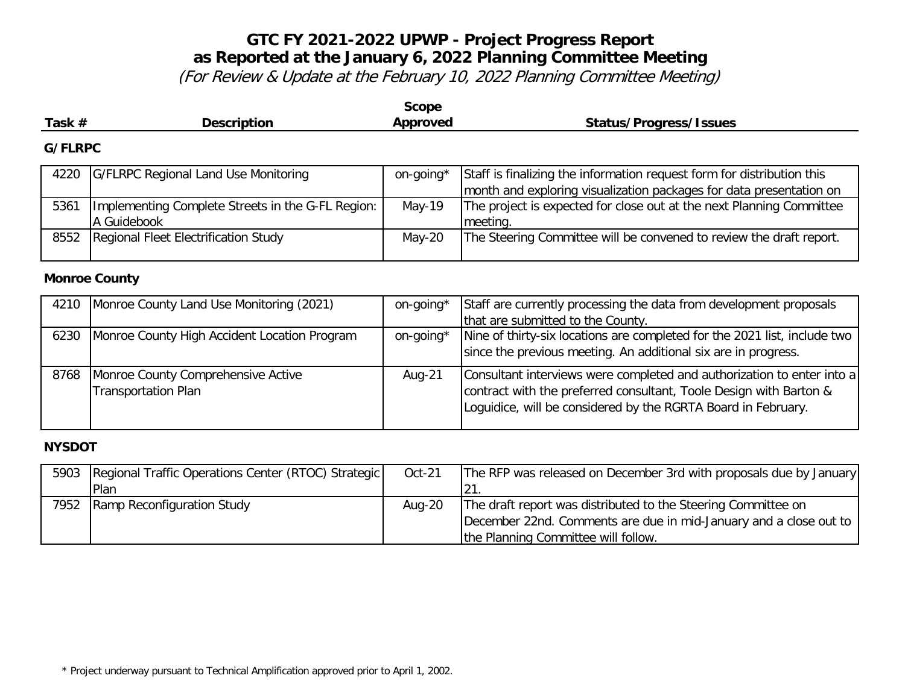# GTC FY 2021-2022 UPWP - Project Progress Report
## as Reported at the January 6, 2022 Planning Committee Meeting
*(For Review & Update at the February 10, 2022 Planning Committee Meeting)*

### G/FLRPC

| Task # | Description | Scope Approved | Status/Progress/Issues |
|---|---|---|---|
| 4220 | G/FLRPC Regional Land Use Monitoring | on-going* | Staff is finalizing the information request form for distribution this month and exploring visualization packages for data presentation on |
| 5361 | Implementing Complete Streets in the G-FL Region: A Guidebook | May-19 | The project is expected for close out at the next Planning Committee meeting. |
| 8552 | Regional Fleet Electrification Study | May-20 | The Steering Committee will be convened to review the draft report. |

### Monroe County

| Task # | Description | Scope Approved | Status/Progress/Issues |
|---|---|---|---|
| 4210 | Monroe County Land Use Monitoring (2021) | on-going* | Staff are currently processing the data from development proposals that are submitted to the County. |
| 6230 | Monroe County High Accident Location Program | on-going* | Nine of thirty-six locations are completed for the 2021 list, include two since the previous meeting. An additional six are in progress. |
| 8768 | Monroe County Comprehensive Active Transportation Plan | Aug-21 | Consultant interviews were completed and authorization to enter into a contract with the preferred consultant, Toole Design with Barton & Loguidice, will be considered by the RGRTA Board in February. |

### NYSDOT

| Task # | Description | Scope Approved | Status/Progress/Issues |
|---|---|---|---|
| 5903 | Regional Traffic Operations Center (RTOC) Strategic Plan | Oct-21 | The RFP was released on December 3rd with proposals due by January 21. |
| 7952 | Ramp Reconfiguration Study | Aug-20 | The draft report was distributed to the Steering Committee on December 22nd. Comments are due in mid-January and a close out to the Planning Committee will follow. |

* Project underway pursuant to Technical Amplification approved prior to April 1, 2002.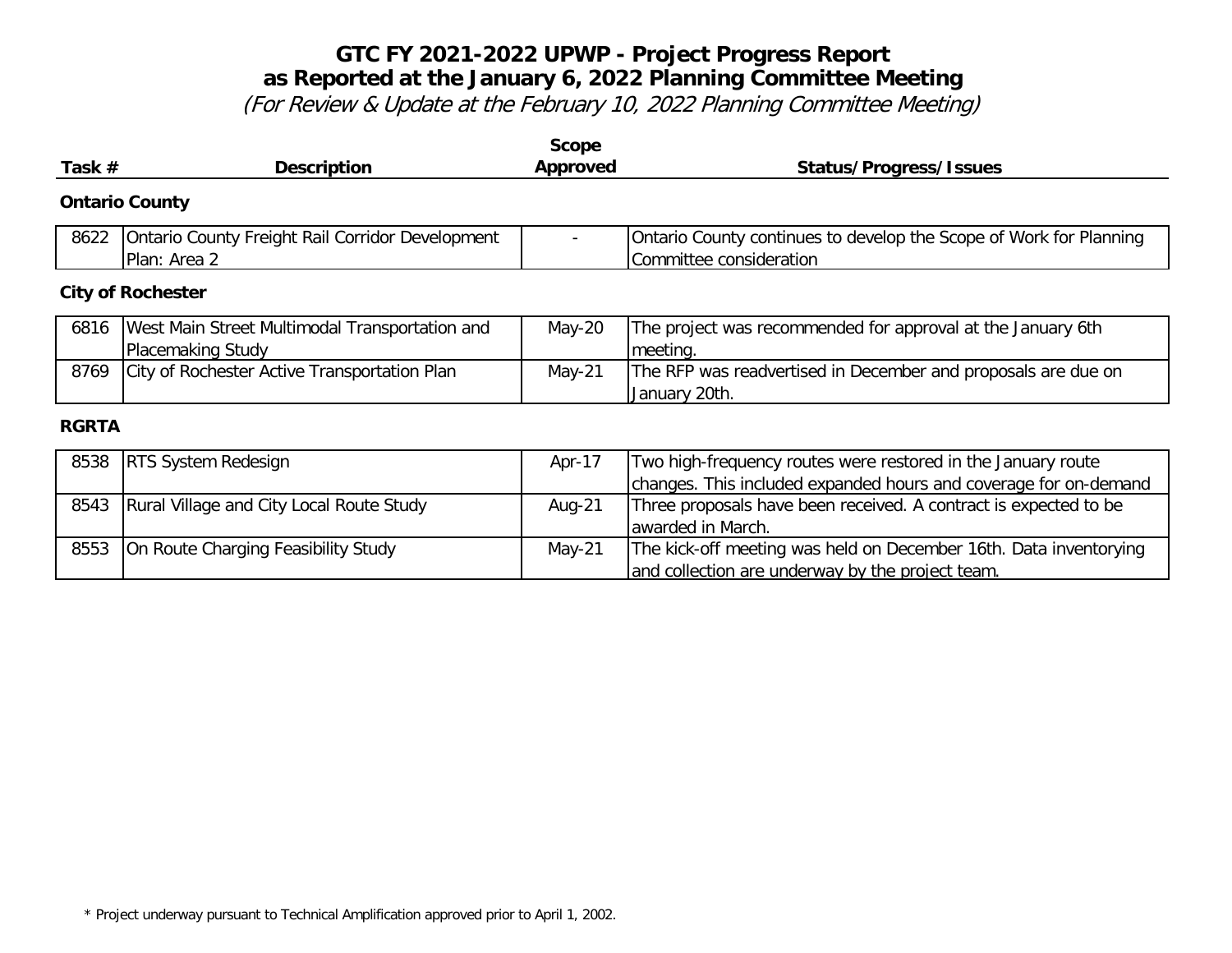# GTC FY 2021-2022 UPWP - Project Progress Report
## as Reported at the January 6, 2022 Planning Committee Meeting
*(For Review & Update at the February 10, 2022 Planning Committee Meeting)*

| Task # | Description | Scope Approved | Status/Progress/Issues |
|---|---|---|---|
| **Ontario County** | | | |
| 8622 | Ontario County Freight Rail Corridor Development Plan: Area 2 | - | Ontario County continues to develop the Scope of Work for Planning Committee consideration |
| **City of Rochester** | | | |
| 6816 | West Main Street Multimodal Transportation and Placemaking Study | May-20 | The project was recommended for approval at the January 6th meeting. |
| 8769 | City of Rochester Active Transportation Plan | May-21 | The RFP was readvertised in December and proposals are due on January 20th. |
| **RGRTA** | | | |
| 8538 | RTS System Redesign | Apr-17 | Two high-frequency routes were restored in the January route changes. This included expanded hours and coverage for on-demand |
| 8543 | Rural Village and City Local Route Study | Aug-21 | Three proposals have been received. A contract is expected to be awarded in March. |
| 8553 | On Route Charging Feasibility Study | May-21 | The kick-off meeting was held on December 16th. Data inventorying and collection are underway by the project team. |

* Project underway pursuant to Technical Amplification approved prior to April 1, 2002.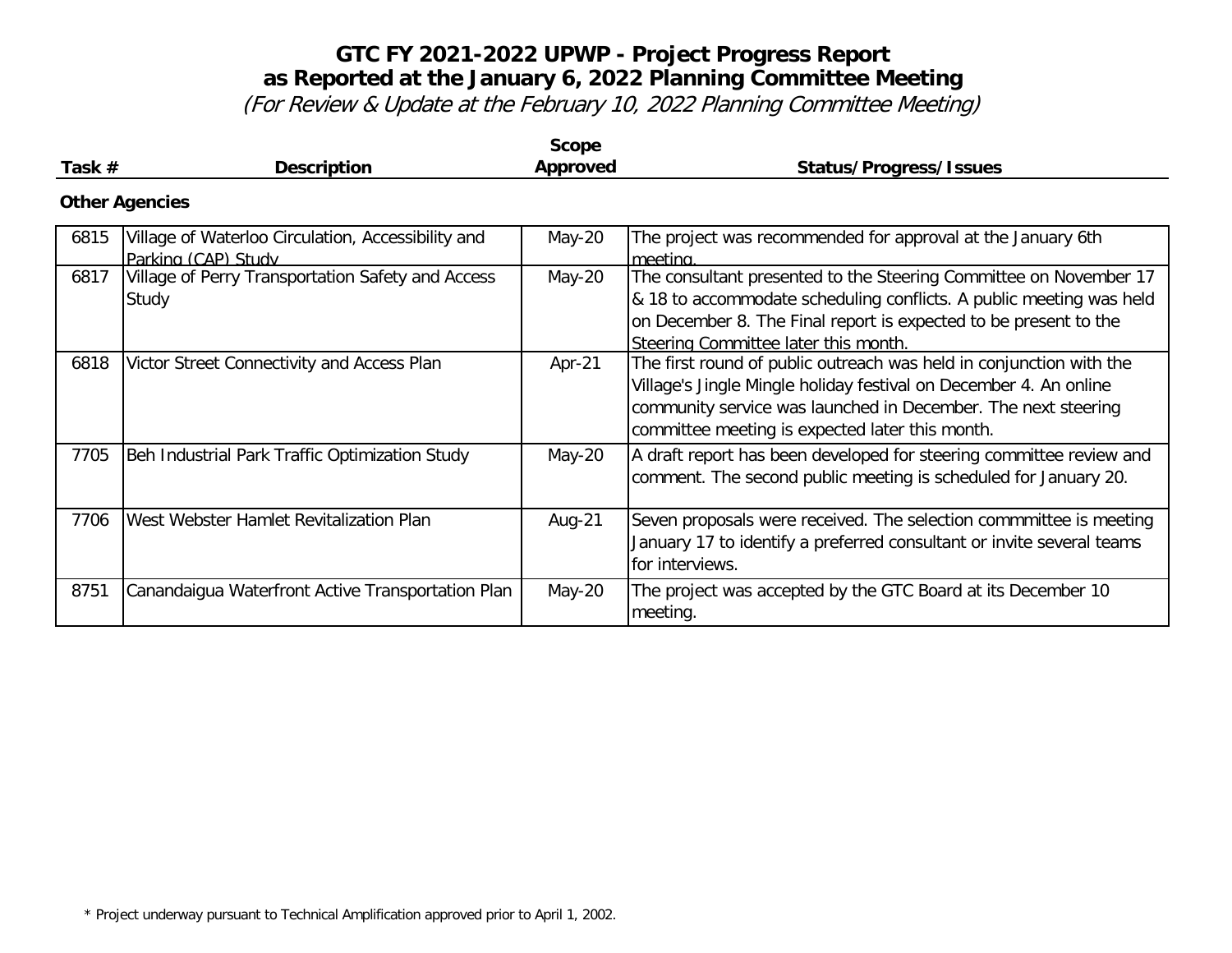# GTC FY 2021-2022 UPWP - Project Progress Report
## as Reported at the January 6, 2022 Planning Committee Meeting
*(For Review & Update at the February 10, 2022 Planning Committee Meeting)*

**Other Agencies**

| Task # | Description | Scope Approved | Status/Progress/Issues |
|---|---|---|---|
| 6815 | Village of Waterloo Circulation, Accessibility and Parking (CAP) Study | May-20 | The project was recommended for approval at the January 6th meeting. |
| 6817 | Village of Perry Transportation Safety and Access Study | May-20 | The consultant presented to the Steering Committee on November 17 & 18 to accommodate scheduling conflicts. A public meeting was held on December 8. The Final report is expected to be present to the Steering Committee later this month. |
| 6818 | Victor Street Connectivity and Access Plan | Apr-21 | The first round of public outreach was held in conjunction with the Village's Jingle Mingle holiday festival on December 4. An online community service was launched in December. The next steering committee meeting is expected later this month. |
| 7705 | Beh Industrial Park Traffic Optimization Study | May-20 | A draft report has been developed for steering committee review and comment. The second public meeting is scheduled for January 20. |
| 7706 | West Webster Hamlet Revitalization Plan | Aug-21 | Seven proposals were received. The selection commmittee is meeting January 17 to identify a preferred consultant or invite several teams for interviews. |
| 8751 | Canandaigua Waterfront Active Transportation Plan | May-20 | The project was accepted by the GTC Board at its December 10 meeting. |

* Project underway pursuant to Technical Amplification approved prior to April 1, 2002.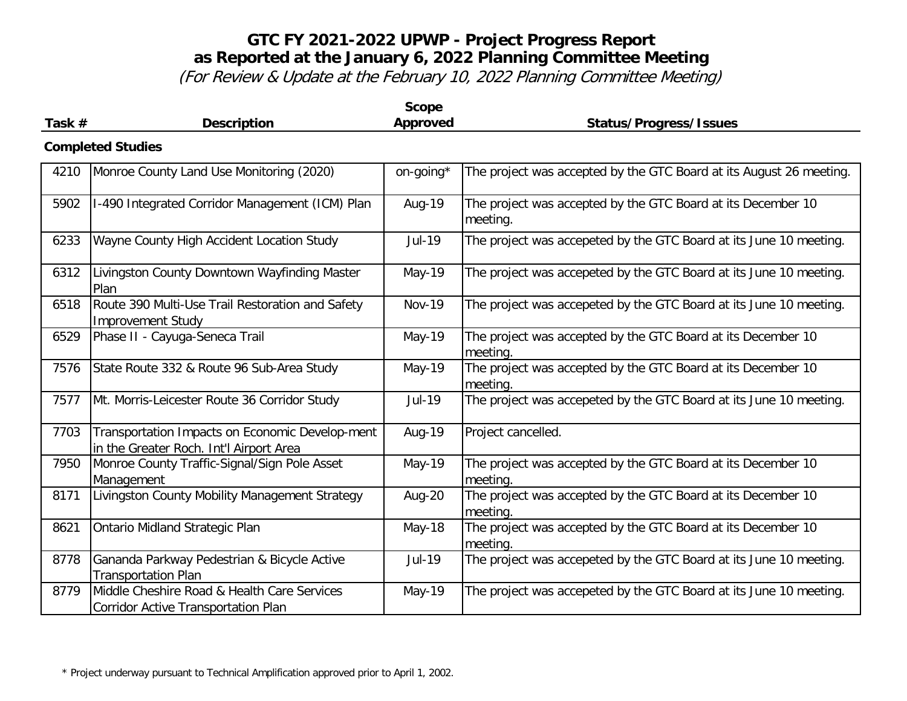# GTC FY 2021-2022 UPWP - Project Progress Report
## as Reported at the January 6, 2022 Planning Committee Meeting
*(For Review & Update at the February 10, 2022 Planning Committee Meeting)*

**Completed Studies**

| Task # | Description | Scope Approved | Status/Progress/Issues |
|---|---|---|---|
| 4210 | Monroe County Land Use Monitoring (2020) | on-going* | The project was accepted by the GTC Board at its August 26 meeting. |
| 5902 | I-490 Integrated Corridor Management (ICM) Plan | Aug-19 | The project was accepted by the GTC Board at its December 10 meeting. |
| 6233 | Wayne County High Accident Location Study | Jul-19 | The project was accepeted by the GTC Board at its June 10 meeting. |
| 6312 | Livingston County Downtown Wayfinding Master Plan | May-19 | The project was accepeted by the GTC Board at its June 10 meeting. |
| 6518 | Route 390 Multi-Use Trail Restoration and Safety Improvement Study | Nov-19 | The project was accepeted by the GTC Board at its June 10 meeting. |
| 6529 | Phase II - Cayuga-Seneca Trail | May-19 | The project was accepted by the GTC Board at its December 10 meeting. |
| 7576 | State Route 332 & Route 96 Sub-Area Study | May-19 | The project was accepted by the GTC Board at its December 10 meeting. |
| 7577 | Mt. Morris-Leicester Route 36 Corridor Study | Jul-19 | The project was accepeted by the GTC Board at its June 10 meeting. |
| 7703 | Transportation Impacts on Economic Develop-ment in the Greater Roch. Int'l Airport Area | Aug-19 | Project cancelled. |
| 7950 | Monroe County Traffic-Signal/Sign Pole Asset Management | May-19 | The project was accepted by the GTC Board at its December 10 meeting. |
| 8171 | Livingston County Mobility Management Strategy | Aug-20 | The project was accepted by the GTC Board at its December 10 meeting. |
| 8621 | Ontario Midland Strategic Plan | May-18 | The project was accepted by the GTC Board at its December 10 meeting. |
| 8778 | Gananda Parkway Pedestrian & Bicycle Active Transportation Plan | Jul-19 | The project was accepeted by the GTC Board at its June 10 meeting. |
| 8779 | Middle Cheshire Road & Health Care Services Corridor Active Transportation Plan | May-19 | The project was accepeted by the GTC Board at its June 10 meeting. |

\* Project underway pursuant to Technical Amplification approved prior to April 1, 2002.